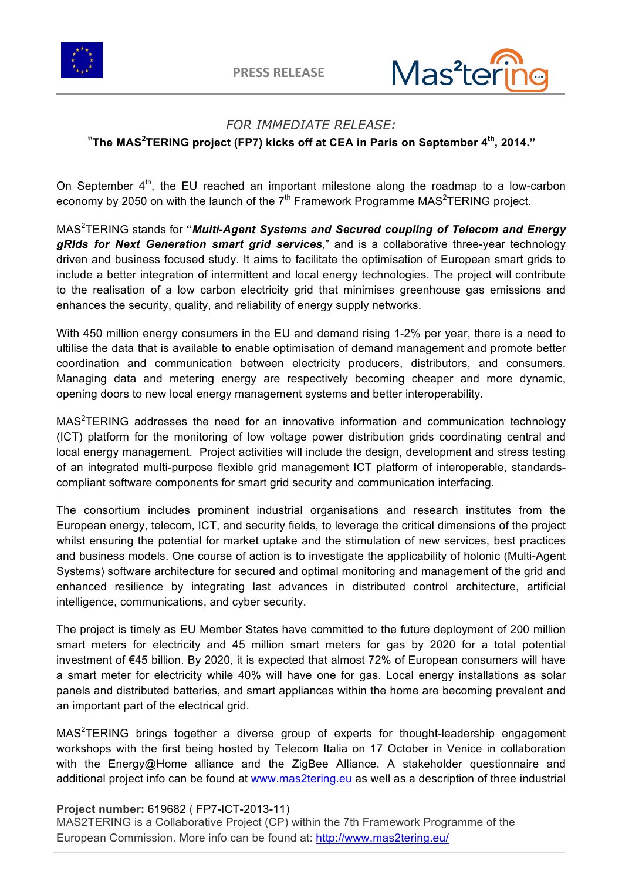PRESS RELEASE

*FOR IMMEDIATE RELEASE:*

**"The MAS²TERING project (FP7) kicks off at CEA in Paris on September 4th, 2014."**

On September 4th, the EU reached an important milestone along the roadmap to a low-carbon economy by 2050 on with the launch of the 7th Framework Programme MAS²TERING project.

MAS²TERING stands for **"*Multi-Agent Systems and Secured coupling of Telecom and Energy gRIds for Next Generation smart grid services*,"** and is a collaborative three-year technology driven and business focused study. It aims to facilitate the optimisation of European smart grids to include a better integration of intermittent and local energy technologies. The project will contribute to the realisation of a low carbon electricity grid that minimises greenhouse gas emissions and enhances the security, quality, and reliability of energy supply networks.

With 450 million energy consumers in the EU and demand rising 1-2% per year, there is a need to ultilise the data that is available to enable optimisation of demand management and promote better coordination and communication between electricity producers, distributors, and consumers. Managing data and metering energy are respectively becoming cheaper and more dynamic, opening doors to new local energy management systems and better interoperability.

MAS²TERING addresses the need for an innovative information and communication technology (ICT) platform for the monitoring of low voltage power distribution grids coordinating central and local energy management. Project activities will include the design, development and stress testing of an integrated multi-purpose flexible grid management ICT platform of interoperable, standards-compliant software components for smart grid security and communication interfacing.

The consortium includes prominent industrial organisations and research institutes from the European energy, telecom, ICT, and security fields, to leverage the critical dimensions of the project whilst ensuring the potential for market uptake and the stimulation of new services, best practices and business models. One course of action is to investigate the applicability of holonic (Multi-Agent Systems) software architecture for secured and optimal monitoring and management of the grid and enhanced resilience by integrating last advances in distributed control architecture, artificial intelligence, communications, and cyber security.

The project is timely as EU Member States have committed to the future deployment of 200 million smart meters for electricity and 45 million smart meters for gas by 2020 for a total potential investment of €45 billion. By 2020, it is expected that almost 72% of European consumers will have a smart meter for electricity while 40% will have one for gas. Local energy installations as solar panels and distributed batteries, and smart appliances within the home are becoming prevalent and an important part of the electrical grid.

MAS²TERING brings together a diverse group of experts for thought-leadership engagement workshops with the first being hosted by Telecom Italia on 17 October in Venice in collaboration with the Energy@Home alliance and the ZigBee Alliance. A stakeholder questionnaire and additional project info can be found at [www.mas2tering.eu](http://www.mas2tering.eu) as well as a description of three industrial

**Project number:** 619682 ( FP7-ICT-2013-11)
MAS2TERING is a Collaborative Project (CP) within the 7th Framework Programme of the European Commission. More info can be found at: [http://www.mas2tering.eu/](http://www.mas2tering.eu/)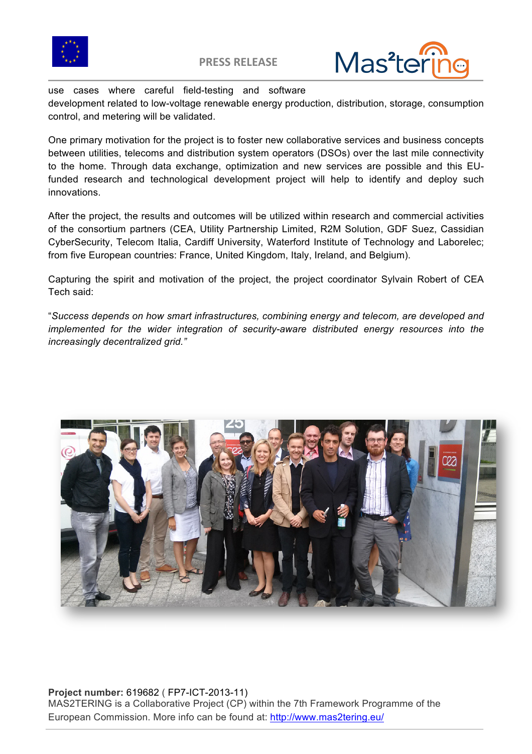use cases where careful field-testing and software development related to low-voltage renewable energy production, distribution, storage, consumption control, and metering will be validated.

One primary motivation for the project is to foster new collaborative services and business concepts between utilities, telecoms and distribution system operators (DSOs) over the last mile connectivity to the home. Through data exchange, optimization and new services are possible and this EU-funded research and technological development project will help to identify and deploy such innovations.

After the project, the results and outcomes will be utilized within research and commercial activities of the consortium partners (CEA, Utility Partnership Limited, R2M Solution, GDF Suez, Cassidian CyberSecurity, Telecom Italia, Cardiff University, Waterford Institute of Technology and Laborelec; from five European countries: France, United Kingdom, Italy, Ireland, and Belgium).

Capturing the spirit and motivation of the project, the project coordinator Sylvain Robert of CEA Tech said:

"*Success depends on how smart infrastructures, combining energy and telecom, are developed and implemented for the wider integration of security-aware distributed energy resources into the increasingly decentralized grid.*"

**Project number:** 619682 ( FP7-ICT-2013-11)
MAS2TERING is a Collaborative Project (CP) within the 7th Framework Programme of the European Commission. More info can be found at: [http://www.mas2tering.eu/](http://www.mas2tering.eu/)